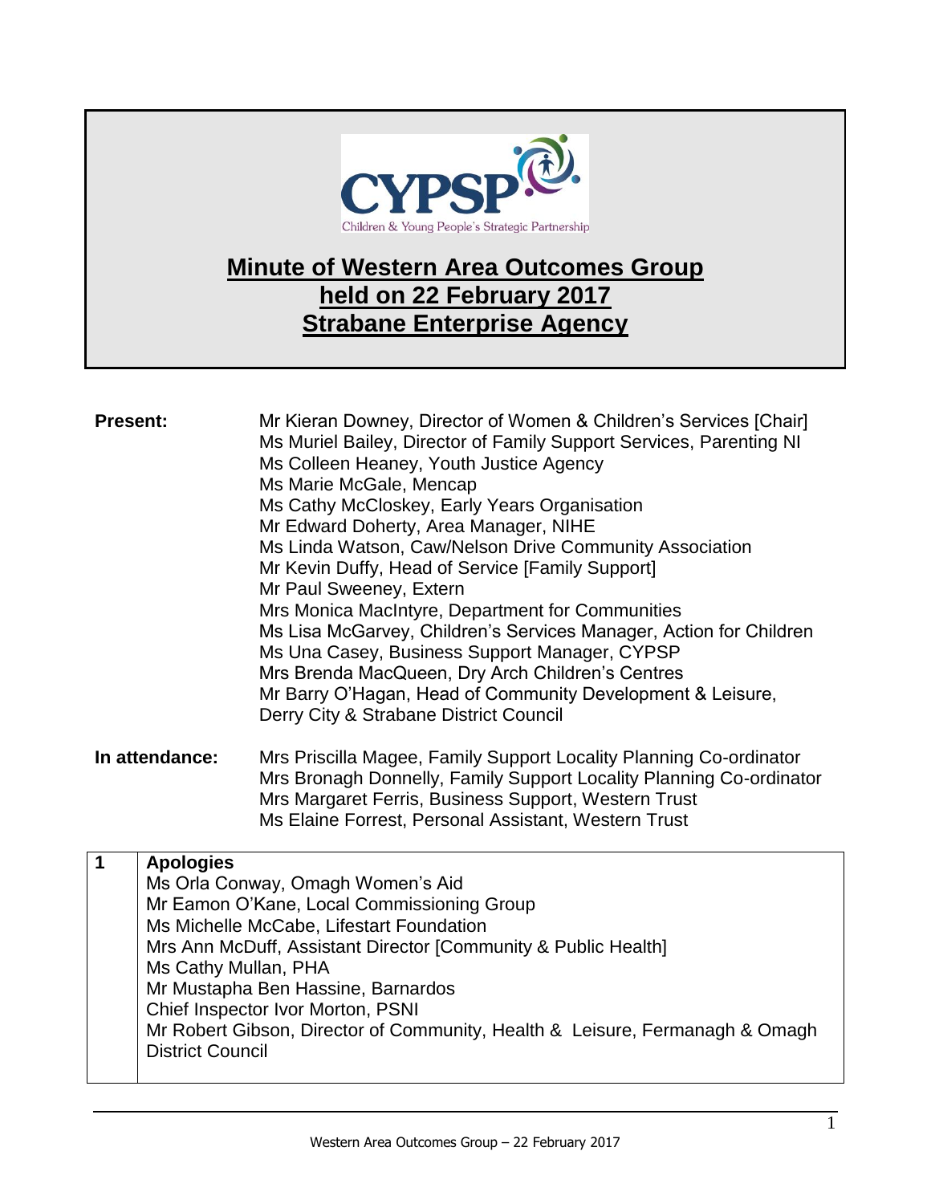# Minute of Western Area Outcomes Group held on 22 February 2017 Strabane Enterprise Agency

**Present:**

Mr Kieran Downey, Director of Women & Children's Services [Chair]
Ms Muriel Bailey, Director of Family Support Services, Parenting NI
Ms Colleen Heaney, Youth Justice Agency
Ms Marie McGale, Mencap
Ms Cathy McCloskey, Early Years Organisation
Mr Edward Doherty, Area Manager, NIHE
Ms Linda Watson, Caw/Nelson Drive Community Association
Mr Kevin Duffy, Head of Service [Family Support]
Mr Paul Sweeney, Extern
Mrs Monica MacIntyre, Department for Communities
Ms Lisa McGarvey, Children's Services Manager, Action for Children
Ms Una Casey, Business Support Manager, CYPSP
Mrs Brenda MacQueen, Dry Arch Children's Centres
Mr Barry O'Hagan, Head of Community Development & Leisure, Derry City & Strabane District Council

**In attendance:**

Mrs Priscilla Magee, Family Support Locality Planning Co-ordinator
Mrs Bronagh Donnelly, Family Support Locality Planning Co-ordinator
Mrs Margaret Ferris, Business Support, Western Trust
Ms Elaine Forrest, Personal Assistant, Western Trust

| | |
|---|---|
| **1** | **Apologies**<br>Ms Orla Conway, Omagh Women's Aid<br>Mr Eamon O'Kane, Local Commissioning Group<br>Ms Michelle McCabe, Lifestart Foundation<br>Mrs Ann McDuff, Assistant Director [Community & Public Health]<br>Ms Cathy Mullan, PHA<br>Mr Mustapha Ben Hassine, Barnardos<br>Chief Inspector Ivor Morton, PSNI<br>Mr Robert Gibson, Director of Community, Health & Leisure, Fermanagh & Omagh District Council |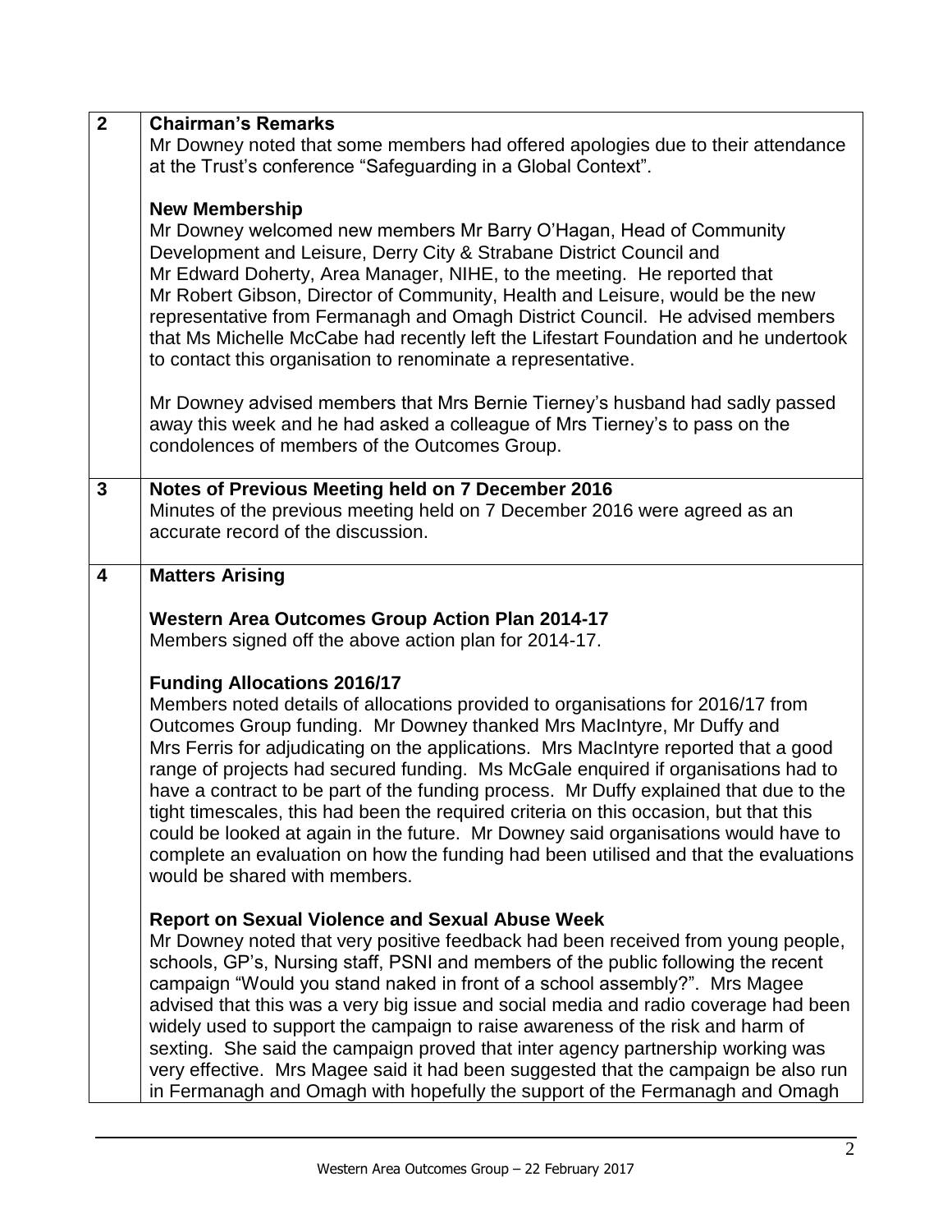| | |
|---|---|
| **2** | **Chairman's Remarks**<br>Mr Downey noted that some members had offered apologies due to their attendance at the Trust's conference "Safeguarding in a Global Context".<br><br>**New Membership**<br>Mr Downey welcomed new members Mr Barry O'Hagan, Head of Community Development and Leisure, Derry City & Strabane District Council and Mr Edward Doherty, Area Manager, NIHE, to the meeting. He reported that Mr Robert Gibson, Director of Community, Health and Leisure, would be the new representative from Fermanagh and Omagh District Council. He advised members that Ms Michelle McCabe had recently left the Lifestart Foundation and he undertook to contact this organisation to renominate a representative.<br><br>Mr Downey advised members that Mrs Bernie Tierney's husband had sadly passed away this week and he had asked a colleague of Mrs Tierney's to pass on the condolences of members of the Outcomes Group. |
| **3** | **Notes of Previous Meeting held on 7 December 2016**<br>Minutes of the previous meeting held on 7 December 2016 were agreed as an accurate record of the discussion. |
| **4** | **Matters Arising**<br><br>**Western Area Outcomes Group Action Plan 2014-17**<br>Members signed off the above action plan for 2014-17.<br><br>**Funding Allocations 2016/17**<br>Members noted details of allocations provided to organisations for 2016/17 from Outcomes Group funding. Mr Downey thanked Mrs MacIntyre, Mr Duffy and Mrs Ferris for adjudicating on the applications. Mrs MacIntyre reported that a good range of projects had secured funding. Ms McGale enquired if organisations had to have a contract to be part of the funding process. Mr Duffy explained that due to the tight timescales, this had been the required criteria on this occasion, but that this could be looked at again in the future. Mr Downey said organisations would have to complete an evaluation on how the funding had been utilised and that the evaluations would be shared with members.<br><br>**Report on Sexual Violence and Sexual Abuse Week**<br>Mr Downey noted that very positive feedback had been received from young people, schools, GP's, Nursing staff, PSNI and members of the public following the recent campaign "Would you stand naked in front of a school assembly?". Mrs Magee advised that this was a very big issue and social media and radio coverage had been widely used to support the campaign to raise awareness of the risk and harm of sexting. She said the campaign proved that inter agency partnership working was very effective. Mrs Magee said it had been suggested that the campaign be also run in Fermanagh and Omagh with hopefully the support of the Fermanagh and Omagh |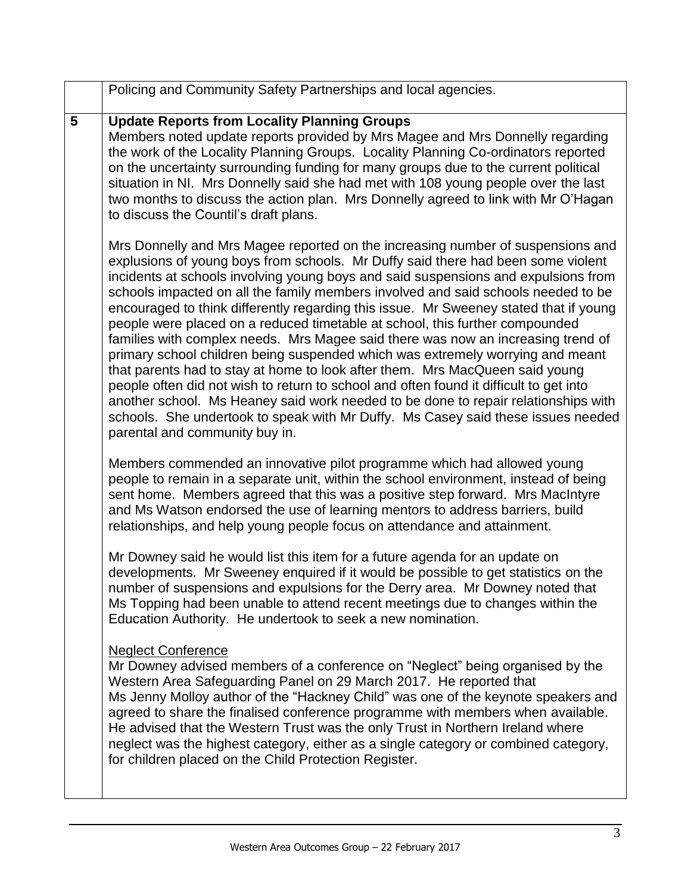| | |
|---|---|
| | Policing and Community Safety Partnerships and local agencies. |
| **5** | **Update Reports from Locality Planning Groups**<br>Members noted update reports provided by Mrs Magee and Mrs Donnelly regarding the work of the Locality Planning Groups. Locality Planning Co-ordinators reported on the uncertainty surrounding funding for many groups due to the current political situation in NI. Mrs Donnelly said she had met with 108 young people over the last two months to discuss the action plan. Mrs Donnelly agreed to link with Mr O'Hagan to discuss the Countil's draft plans.<br><br>Mrs Donnelly and Mrs Magee reported on the increasing number of suspensions and explusions of young boys from schools. Mr Duffy said there had been some violent incidents at schools involving young boys and said suspensions and expulsions from schools impacted on all the family members involved and said schools needed to be encouraged to think differently regarding this issue. Mr Sweeney stated that if young people were placed on a reduced timetable at school, this further compounded families with complex needs. Mrs Magee said there was now an increasing trend of primary school children being suspended which was extremely worrying and meant that parents had to stay at home to look after them. Mrs MacQueen said young people often did not wish to return to school and often found it difficult to get into another school. Ms Heaney said work needed to be done to repair relationships with schools. She undertook to speak with Mr Duffy. Ms Casey said these issues needed parental and community buy in.<br><br>Members commended an innovative pilot programme which had allowed young people to remain in a separate unit, within the school environment, instead of being sent home. Members agreed that this was a positive step forward. Mrs MacIntyre and Ms Watson endorsed the use of learning mentors to address barriers, build relationships, and help young people focus on attendance and attainment.<br><br>Mr Downey said he would list this item for a future agenda for an update on developments. Mr Sweeney enquired if it would be possible to get statistics on the number of suspensions and expulsions for the Derry area. Mr Downey noted that Ms Topping had been unable to attend recent meetings due to changes within the Education Authority. He undertook to seek a new nomination.<br><br>Neglect Conference<br>Mr Downey advised members of a conference on "Neglect" being organised by the Western Area Safeguarding Panel on 29 March 2017. He reported that Ms Jenny Molloy author of the "Hackney Child" was one of the keynote speakers and agreed to share the finalised conference programme with members when available. He advised that the Western Trust was the only Trust in Northern Ireland where neglect was the highest category, either as a single category or combined category, for children placed on the Child Protection Register. |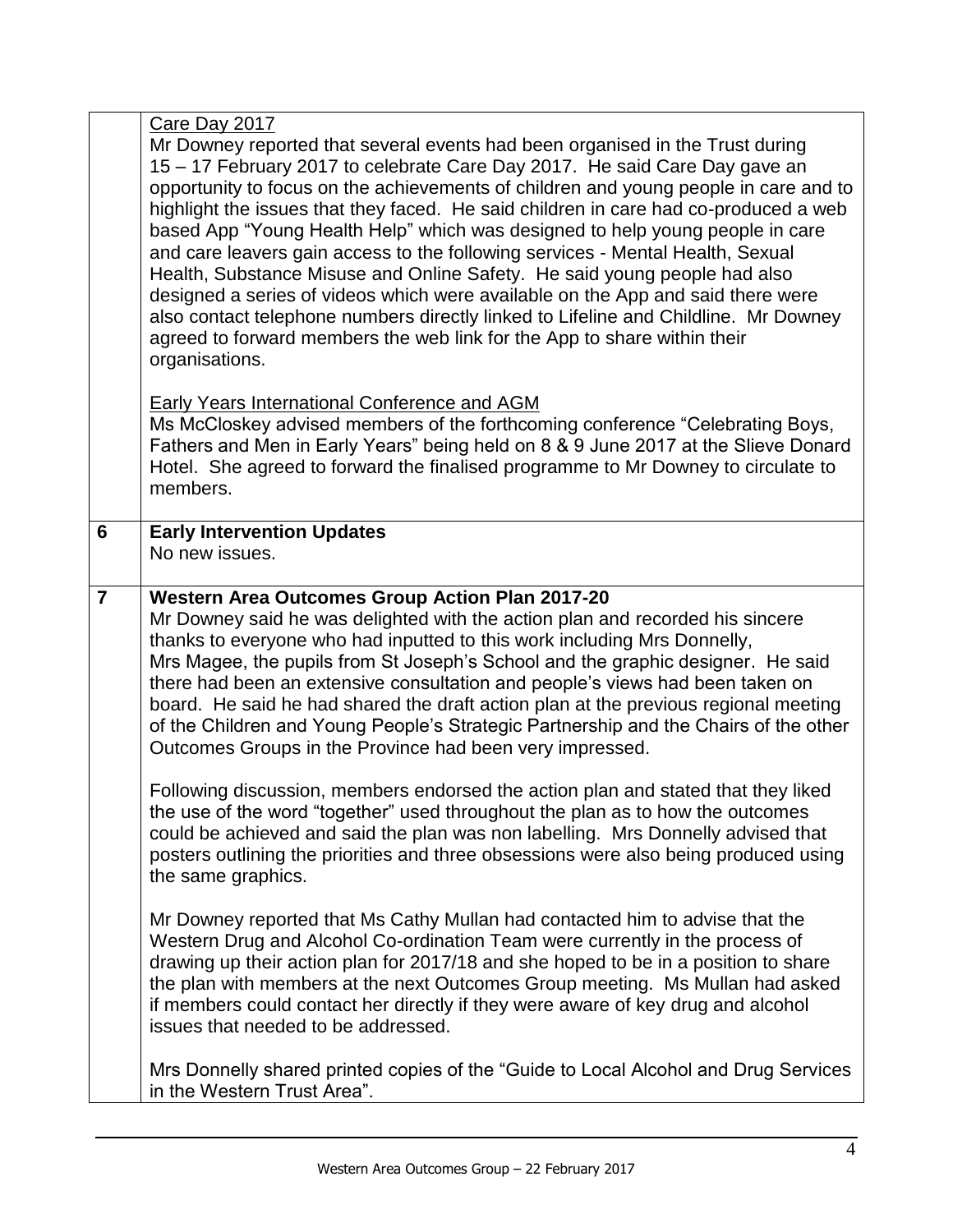| | |
|---|---|
| | <u>Care Day 2017</u><br>Mr Downey reported that several events had been organised in the Trust during 15 – 17 February 2017 to celebrate Care Day 2017. He said Care Day gave an opportunity to focus on the achievements of children and young people in care and to highlight the issues that they faced. He said children in care had co-produced a web based App "Young Health Help" which was designed to help young people in care and care leavers gain access to the following services - Mental Health, Sexual Health, Substance Misuse and Online Safety. He said young people had also designed a series of videos which were available on the App and said there were also contact telephone numbers directly linked to Lifeline and Childline. Mr Downey agreed to forward members the web link for the App to share within their organisations.<br><br><u>Early Years International Conference and AGM</u><br>Ms McCloskey advised members of the forthcoming conference "Celebrating Boys, Fathers and Men in Early Years" being held on 8 & 9 June 2017 at the Slieve Donard Hotel. She agreed to forward the finalised programme to Mr Downey to circulate to members. |
| **6** | **Early Intervention Updates**<br>No new issues. |
| **7** | **Western Area Outcomes Group Action Plan 2017-20**<br>Mr Downey said he was delighted with the action plan and recorded his sincere thanks to everyone who had inputted to this work including Mrs Donnelly, Mrs Magee, the pupils from St Joseph's School and the graphic designer. He said there had been an extensive consultation and people's views had been taken on board. He said he had shared the draft action plan at the previous regional meeting of the Children and Young People's Strategic Partnership and the Chairs of the other Outcomes Groups in the Province had been very impressed.<br><br>Following discussion, members endorsed the action plan and stated that they liked the use of the word "together" used throughout the plan as to how the outcomes could be achieved and said the plan was non labelling. Mrs Donnelly advised that posters outlining the priorities and three obsessions were also being produced using the same graphics.<br><br>Mr Downey reported that Ms Cathy Mullan had contacted him to advise that the Western Drug and Alcohol Co-ordination Team were currently in the process of drawing up their action plan for 2017/18 and she hoped to be in a position to share the plan with members at the next Outcomes Group meeting. Ms Mullan had asked if members could contact her directly if they were aware of key drug and alcohol issues that needed to be addressed.<br><br>Mrs Donnelly shared printed copies of the "Guide to Local Alcohol and Drug Services in the Western Trust Area". |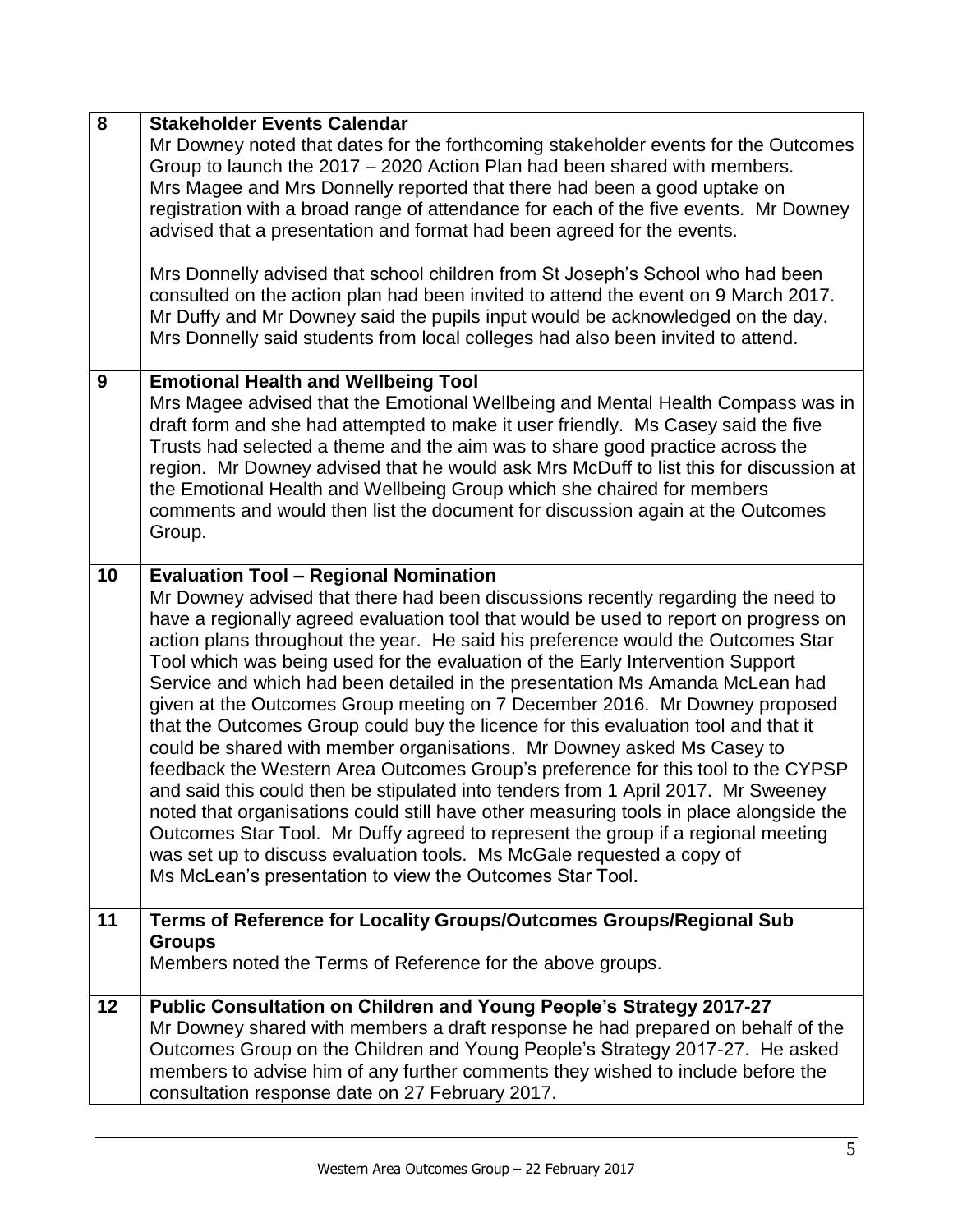| 8 | **Stakeholder Events Calendar**<br>Mr Downey noted that dates for the forthcoming stakeholder events for the Outcomes Group to launch the 2017 – 2020 Action Plan had been shared with members. Mrs Magee and Mrs Donnelly reported that there had been a good uptake on registration with a broad range of attendance for each of the five events. Mr Downey advised that a presentation and format had been agreed for the events.<br><br>Mrs Donnelly advised that school children from St Joseph's School who had been consulted on the action plan had been invited to attend the event on 9 March 2017. Mr Duffy and Mr Downey said the pupils input would be acknowledged on the day. Mrs Donnelly said students from local colleges had also been invited to attend. |
|---|---|
| 9 | **Emotional Health and Wellbeing Tool**<br>Mrs Magee advised that the Emotional Wellbeing and Mental Health Compass was in draft form and she had attempted to make it user friendly. Ms Casey said the five Trusts had selected a theme and the aim was to share good practice across the region. Mr Downey advised that he would ask Mrs McDuff to list this for discussion at the Emotional Health and Wellbeing Group which she chaired for members comments and would then list the document for discussion again at the Outcomes Group. |
| 10 | **Evaluation Tool – Regional Nomination**<br>Mr Downey advised that there had been discussions recently regarding the need to have a regionally agreed evaluation tool that would be used to report on progress on action plans throughout the year. He said his preference would the Outcomes Star Tool which was being used for the evaluation of the Early Intervention Support Service and which had been detailed in the presentation Ms Amanda McLean had given at the Outcomes Group meeting on 7 December 2016. Mr Downey proposed that the Outcomes Group could buy the licence for this evaluation tool and that it could be shared with member organisations. Mr Downey asked Ms Casey to feedback the Western Area Outcomes Group's preference for this tool to the CYPSP and said this could then be stipulated into tenders from 1 April 2017. Mr Sweeney noted that organisations could still have other measuring tools in place alongside the Outcomes Star Tool. Mr Duffy agreed to represent the group if a regional meeting was set up to discuss evaluation tools. Ms McGale requested a copy of Ms McLean's presentation to view the Outcomes Star Tool. |
| 11 | **Terms of Reference for Locality Groups/Outcomes Groups/Regional Sub Groups**<br>Members noted the Terms of Reference for the above groups. |
| 12 | **Public Consultation on Children and Young People's Strategy 2017-27**<br>Mr Downey shared with members a draft response he had prepared on behalf of the Outcomes Group on the Children and Young People's Strategy 2017-27. He asked members to advise him of any further comments they wished to include before the consultation response date on 27 February 2017. |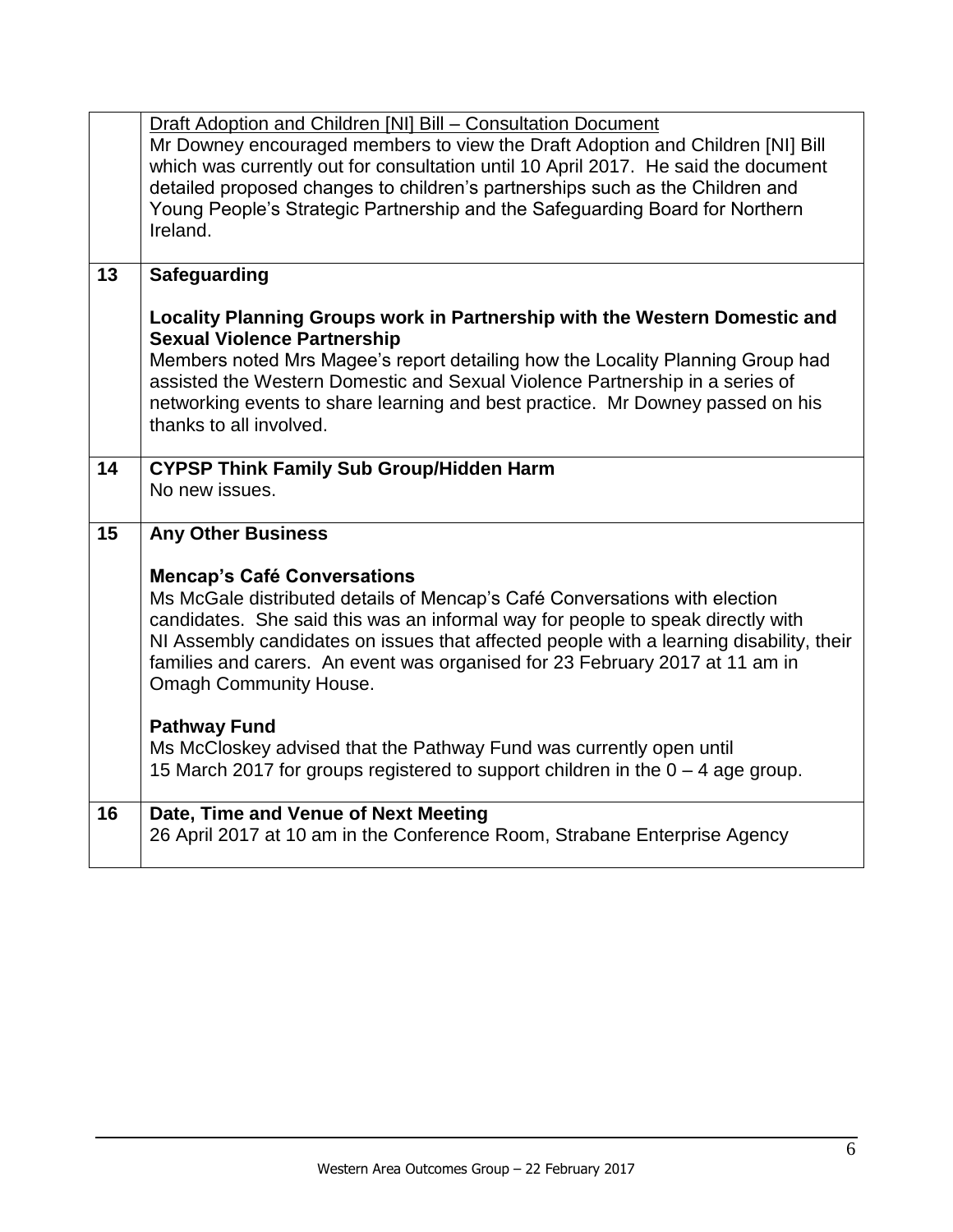| | |
|---|---|
| | Draft Adoption and Children [NI] Bill – Consultation Document<br>Mr Downey encouraged members to view the Draft Adoption and Children [NI] Bill which was currently out for consultation until 10 April 2017. He said the document detailed proposed changes to children's partnerships such as the Children and Young People's Strategic Partnership and the Safeguarding Board for Northern Ireland. |
| **13** | **Safeguarding**<br><br>**Locality Planning Groups work in Partnership with the Western Domestic and Sexual Violence Partnership**<br>Members noted Mrs Magee's report detailing how the Locality Planning Group had assisted the Western Domestic and Sexual Violence Partnership in a series of networking events to share learning and best practice. Mr Downey passed on his thanks to all involved. |
| **14** | **CYPSP Think Family Sub Group/Hidden Harm**<br>No new issues. |
| **15** | **Any Other Business**<br><br>**Mencap's Café Conversations**<br>Ms McGale distributed details of Mencap's Café Conversations with election candidates. She said this was an informal way for people to speak directly with NI Assembly candidates on issues that affected people with a learning disability, their families and carers. An event was organised for 23 February 2017 at 11 am in Omagh Community House.<br><br>**Pathway Fund**<br>Ms McCloskey advised that the Pathway Fund was currently open until 15 March 2017 for groups registered to support children in the 0 – 4 age group. |
| **16** | **Date, Time and Venue of Next Meeting**<br>26 April 2017 at 10 am in the Conference Room, Strabane Enterprise Agency |